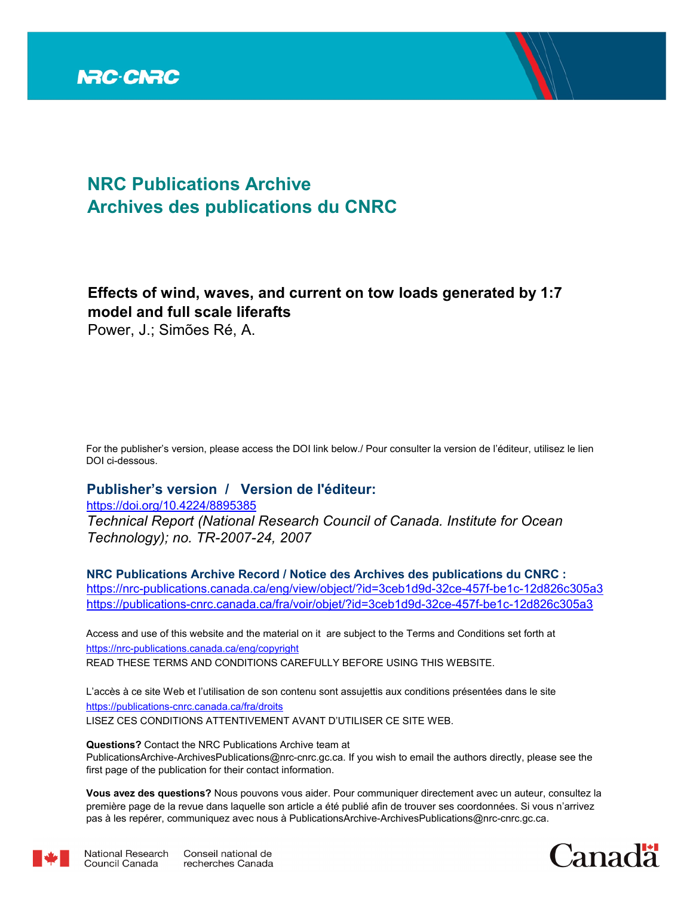# NRC Publications Archive
# Archives des publications du CNRC

**Effects of wind, waves, and current on tow loads generated by 1:7 model and full scale liferafts**
Power, J.; Simões Ré, A.

For the publisher's version, please access the DOI link below./ Pour consulter la version de l'éditeur, utilisez le lien DOI ci-dessous.

## Publisher's version / Version de l'éditeur:

https://doi.org/10.4224/8895385
*Technical Report (National Research Council of Canada. Institute for Ocean Technology); no. TR-2007-24, 2007*

### NRC Publications Archive Record / Notice des Archives des publications du CNRC :

https://nrc-publications.canada.ca/eng/view/object/?id=3ceb1d9d-32ce-457f-be1c-12d826c305a3
https://publications-cnrc.canada.ca/fra/voir/objet/?id=3ceb1d9d-32ce-457f-be1c-12d826c305a3

Access and use of this website and the material on it are subject to the Terms and Conditions set forth at
https://nrc-publications.canada.ca/eng/copyright
READ THESE TERMS AND CONDITIONS CAREFULLY BEFORE USING THIS WEBSITE.

L'accès à ce site Web et l'utilisation de son contenu sont assujettis aux conditions présentées dans le site
https://publications-cnrc.canada.ca/fra/droits
LISEZ CES CONDITIONS ATTENTIVEMENT AVANT D'UTILISER CE SITE WEB.

**Questions?** Contact the NRC Publications Archive team at
PublicationsArchive-ArchivesPublications@nrc-cnrc.gc.ca. If you wish to email the authors directly, please see the first page of the publication for their contact information.

**Vous avez des questions?** Nous pouvons vous aider. Pour communiquer directement avec un auteur, consultez la première page de la revue dans laquelle son article a été publié afin de trouver ses coordonnées. Si vous n'arrivez pas à les repérer, communiquez avec nous à PublicationsArchive-ArchivesPublications@nrc-cnrc.gc.ca.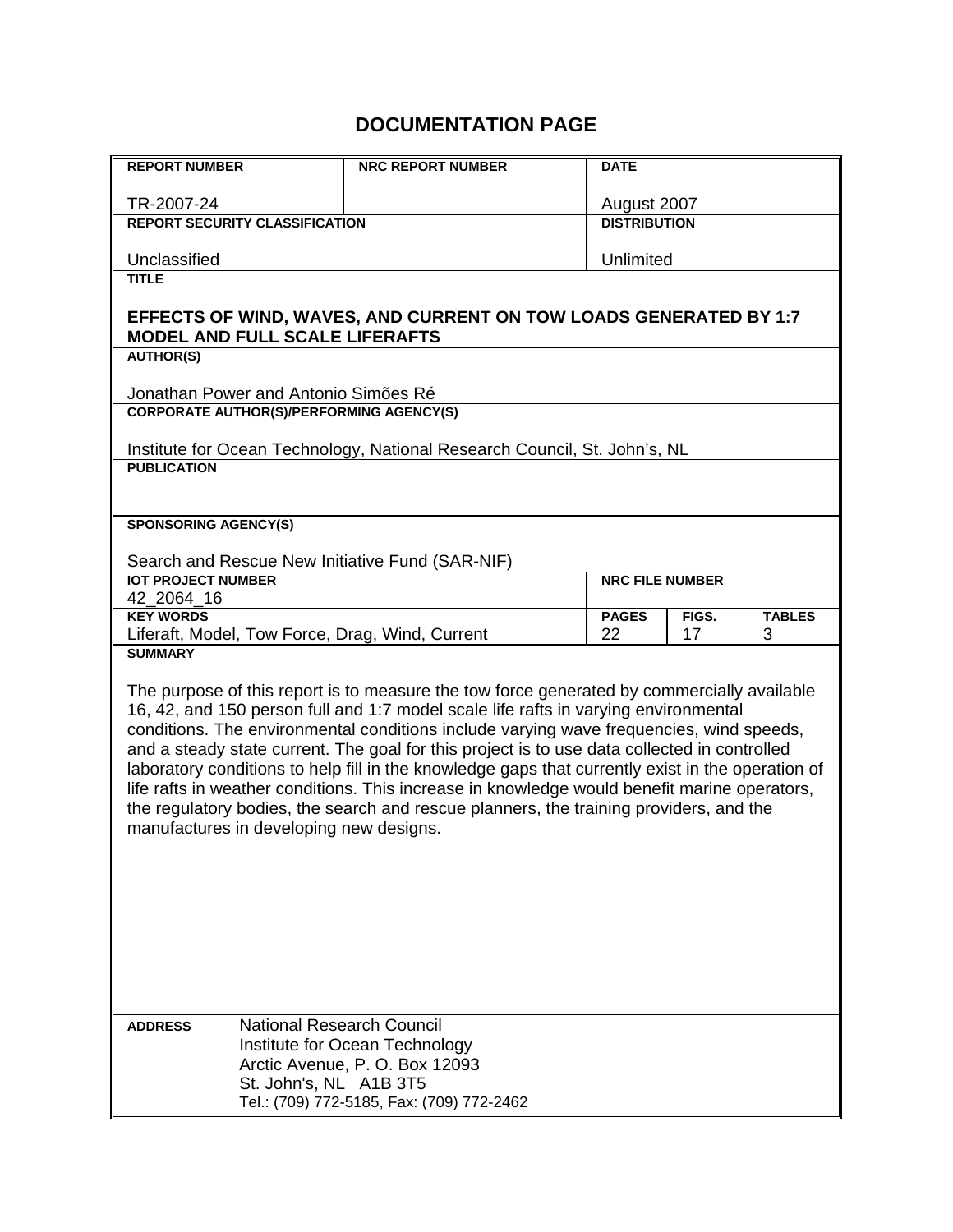# DOCUMENTATION PAGE

| REPORT NUMBER | NRC REPORT NUMBER | DATE | | |
|---|---|---|---|---|
| TR-2007-24 | | August 2007 | | |
| **REPORT SECURITY CLASSIFICATION** | | **DISTRIBUTION** | | |
| Unclassified | | Unlimited | | |
| **TITLE** | | | | |
| **EFFECTS OF WIND, WAVES, AND CURRENT ON TOW LOADS GENERATED BY 1:7 MODEL AND FULL SCALE LIFERAFTS** | | | | |
| **AUTHOR(S)** | | | | |
| Jonathan Power and Antonio Simões Ré | | | | |
| **CORPORATE AUTHOR(S)/PERFORMING AGENCY(S)** | | | | |
| Institute for Ocean Technology, National Research Council, St. John's, NL | | | | |
| **PUBLICATION** | | | | |
| | | | | |
| **SPONSORING AGENCY(S)** | | | | |
| Search and Rescue New Initiative Fund (SAR-NIF) | | | | |
| **IOT PROJECT NUMBER** | | **NRC FILE NUMBER** | | |
| 42_2064_16 | | | | |
| **KEY WORDS** | | **PAGES** | **FIGS.** | **TABLES** |
| Liferaft, Model, Tow Force, Drag, Wind, Current | | 22 | 17 | 3 |

**SUMMARY**

The purpose of this report is to measure the tow force generated by commercially available 16, 42, and 150 person full and 1:7 model scale life rafts in varying environmental conditions. The environmental conditions include varying wave frequencies, wind speeds, and a steady state current. The goal for this project is to use data collected in controlled laboratory conditions to help fill in the knowledge gaps that currently exist in the operation of life rafts in weather conditions. This increase in knowledge would benefit marine operators, the regulatory bodies, the search and rescue planners, the training providers, and the manufactures in developing new designs.

**ADDRESS**

National Research Council
Institute for Ocean Technology
Arctic Avenue, P. O. Box 12093
St. John's, NL A1B 3T5
Tel.: (709) 772-5185, Fax: (709) 772-2462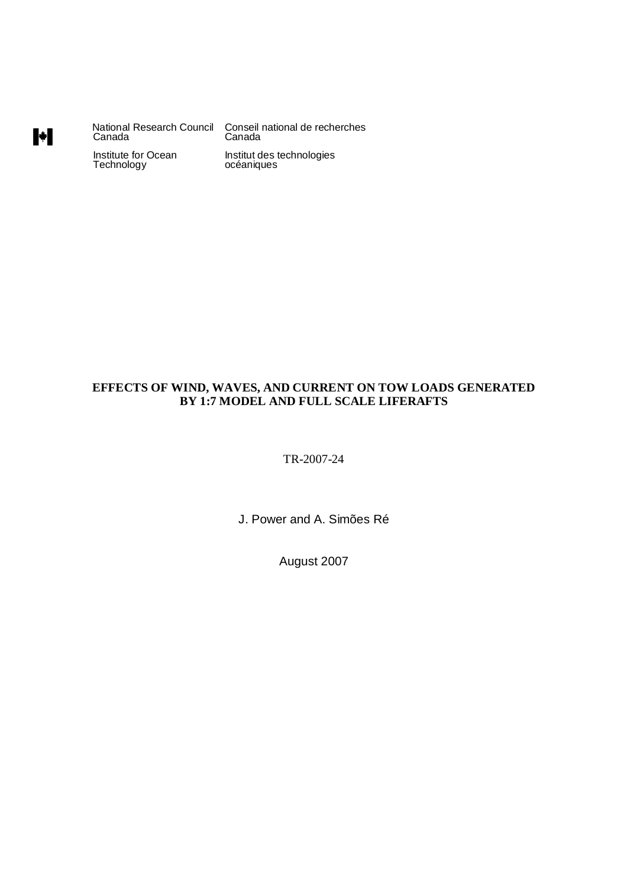National Research Council Canada

Conseil national de recherches Canada

Institute for Ocean Technology

Institut des technologies océaniques

**EFFECTS OF WIND, WAVES, AND CURRENT ON TOW LOADS GENERATED BY 1:7 MODEL AND FULL SCALE LIFERAFTS**

TR-2007-24

J. Power and A. Simões Ré

August 2007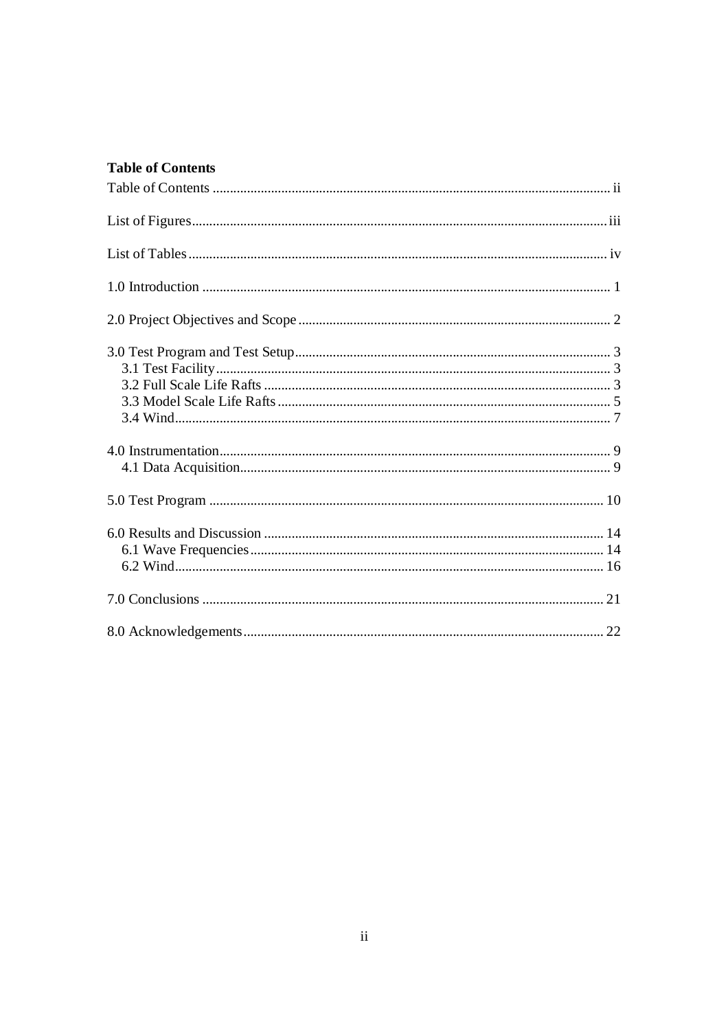**Table of Contents**

Table of Contents ........................................................................................................ ii

List of Figures ........................................................................................................ iii

List of Tables ........................................................................................................ iv

1.0 Introduction ........................................................................................................ 1

2.0 Project Objectives and Scope ........................................................................................................ 2

3.0 Test Program and Test Setup ........................................................................................................ 3
   3.1 Test Facility ........................................................................................................ 3
   3.2 Full Scale Life Rafts ........................................................................................................ 3
   3.3 Model Scale Life Rafts ........................................................................................................ 5
   3.4 Wind ........................................................................................................ 7

4.0 Instrumentation ........................................................................................................ 9
   4.1 Data Acquisition ........................................................................................................ 9

5.0 Test Program ........................................................................................................ 10

6.0 Results and Discussion ........................................................................................................ 14
   6.1 Wave Frequencies ........................................................................................................ 14
   6.2 Wind ........................................................................................................ 16

7.0 Conclusions ........................................................................................................ 21

8.0 Acknowledgements ........................................................................................................ 22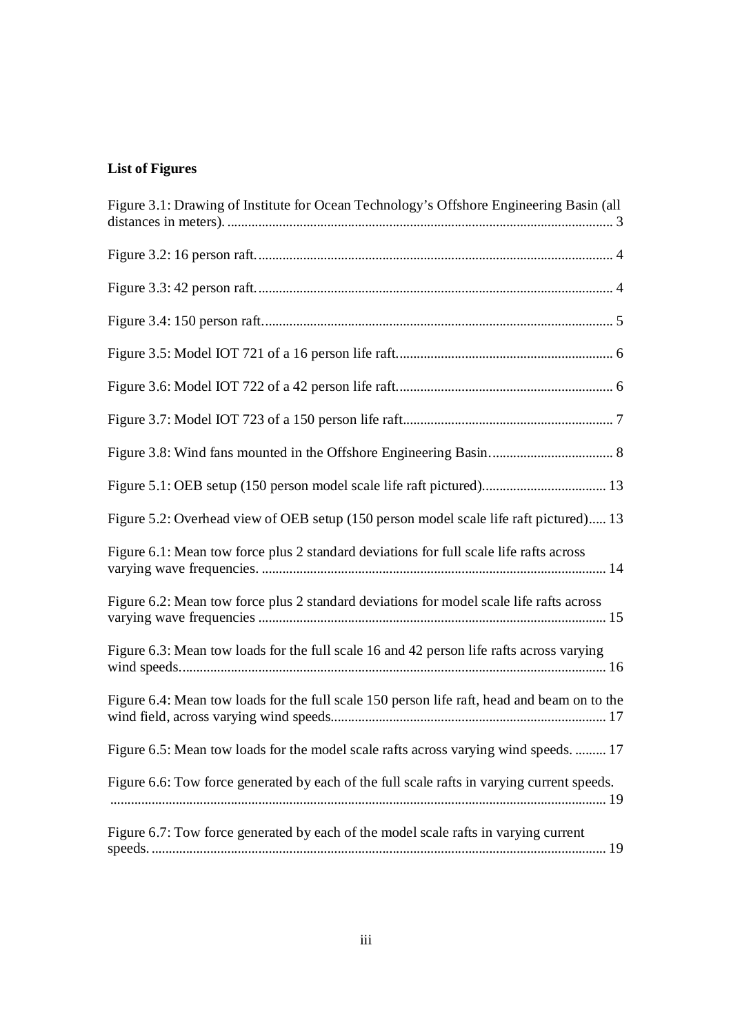**List of Figures**

Figure 3.1: Drawing of Institute for Ocean Technology's Offshore Engineering Basin (all distances in meters). .... 3

Figure 3.2: 16 person raft. .... 4

Figure 3.3: 42 person raft. .... 4

Figure 3.4: 150 person raft. .... 5

Figure 3.5: Model IOT 721 of a 16 person life raft. .... 6

Figure 3.6: Model IOT 722 of a 42 person life raft. .... 6

Figure 3.7: Model IOT 723 of a 150 person life raft. .... 7

Figure 3.8: Wind fans mounted in the Offshore Engineering Basin. .... 8

Figure 5.1: OEB setup (150 person model scale life raft pictured). .... 13

Figure 5.2: Overhead view of OEB setup (150 person model scale life raft pictured). .... 13

Figure 6.1: Mean tow force plus 2 standard deviations for full scale life rafts across varying wave frequencies. .... 14

Figure 6.2: Mean tow force plus 2 standard deviations for model scale life rafts across varying wave frequencies .... 15

Figure 6.3: Mean tow loads for the full scale 16 and 42 person life rafts across varying wind speeds. .... 16

Figure 6.4: Mean tow loads for the full scale 150 person life raft, head and beam on to the wind field, across varying wind speeds. .... 17

Figure 6.5: Mean tow loads for the model scale rafts across varying wind speeds. .... 17

Figure 6.6: Tow force generated by each of the full scale rafts in varying current speeds. .... 19

Figure 6.7: Tow force generated by each of the model scale rafts in varying current speeds. .... 19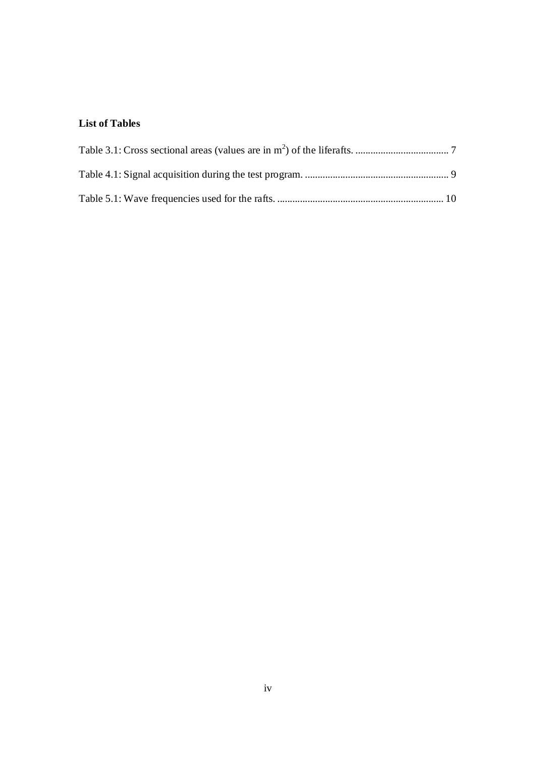**List of Tables**

Table 3.1: Cross sectional areas (values are in $m^2$) of the liferafts. .................................... 7

Table 4.1: Signal acquisition during the test program. ........................................................ 9

Table 5.1: Wave frequencies used for the rafts. ................................................................. 10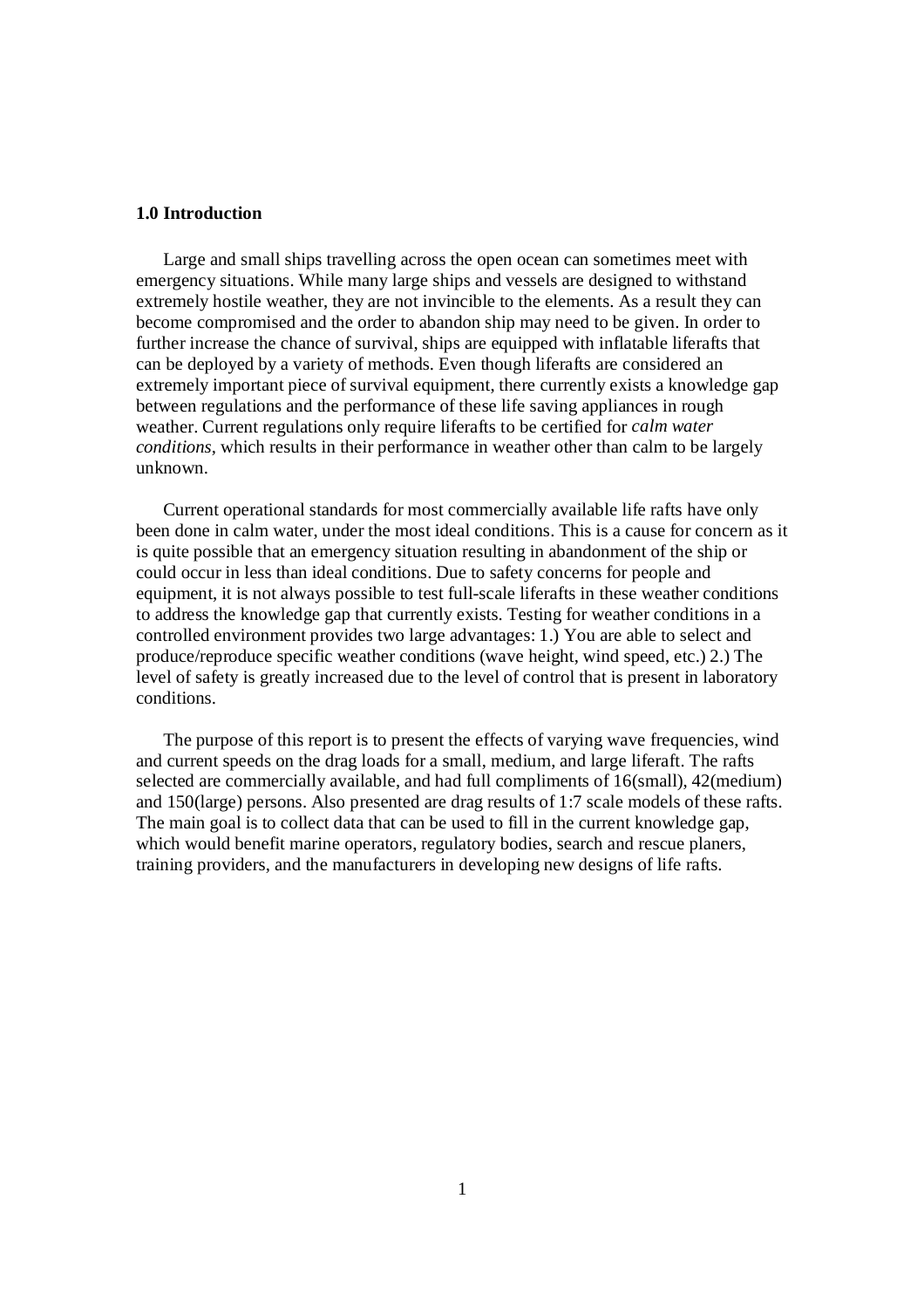## 1.0 Introduction

Large and small ships travelling across the open ocean can sometimes meet with emergency situations. While many large ships and vessels are designed to withstand extremely hostile weather, they are not invincible to the elements. As a result they can become compromised and the order to abandon ship may need to be given. In order to further increase the chance of survival, ships are equipped with inflatable liferafts that can be deployed by a variety of methods. Even though liferafts are considered an extremely important piece of survival equipment, there currently exists a knowledge gap between regulations and the performance of these life saving appliances in rough weather. Current regulations only require liferafts to be certified for *calm water conditions*, which results in their performance in weather other than calm to be largely unknown.

Current operational standards for most commercially available life rafts have only been done in calm water, under the most ideal conditions. This is a cause for concern as it is quite possible that an emergency situation resulting in abandonment of the ship or could occur in less than ideal conditions. Due to safety concerns for people and equipment, it is not always possible to test full-scale liferafts in these weather conditions to address the knowledge gap that currently exists. Testing for weather conditions in a controlled environment provides two large advantages: 1.) You are able to select and produce/reproduce specific weather conditions (wave height, wind speed, etc.) 2.) The level of safety is greatly increased due to the level of control that is present in laboratory conditions.

The purpose of this report is to present the effects of varying wave frequencies, wind and current speeds on the drag loads for a small, medium, and large liferaft. The rafts selected are commercially available, and had full compliments of 16(small), 42(medium) and 150(large) persons. Also presented are drag results of 1:7 scale models of these rafts. The main goal is to collect data that can be used to fill in the current knowledge gap, which would benefit marine operators, regulatory bodies, search and rescue planers, training providers, and the manufacturers in developing new designs of life rafts.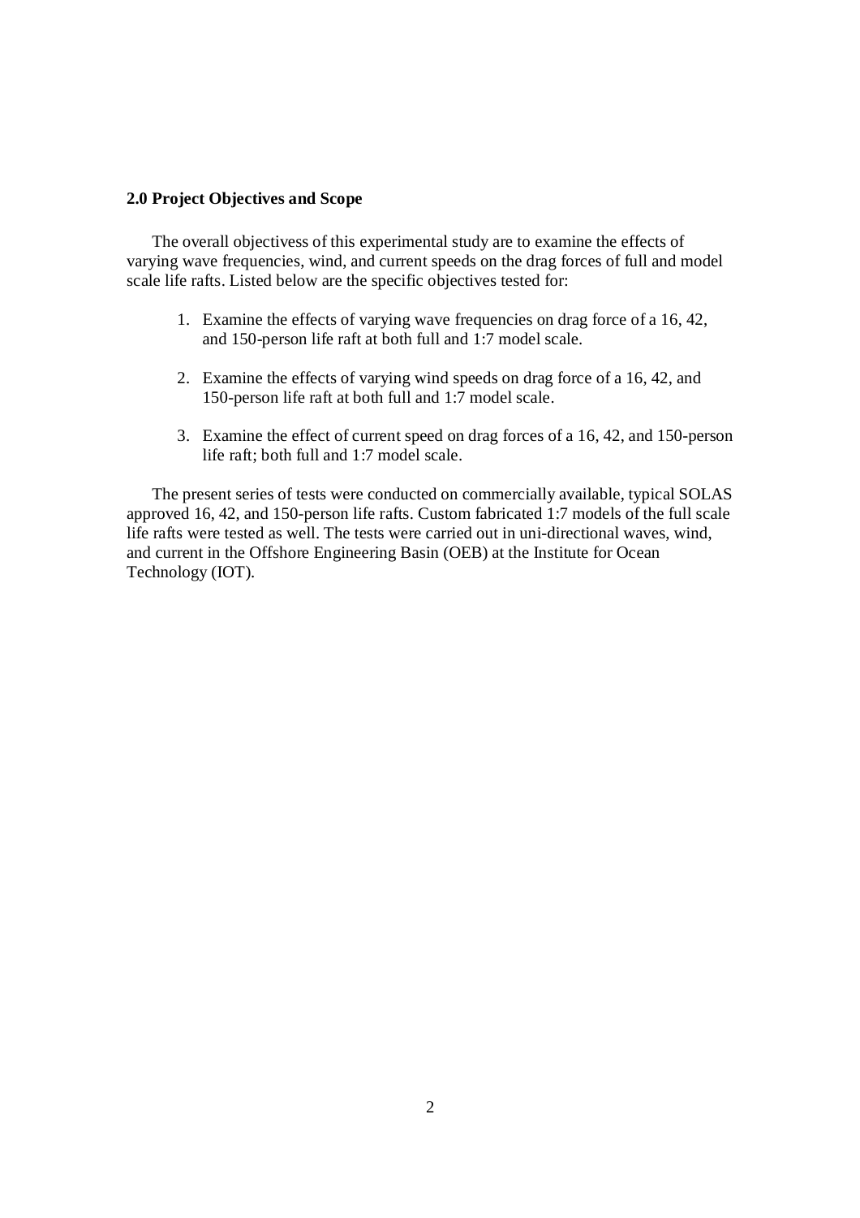## 2.0 Project Objectives and Scope

The overall objectivess of this experimental study are to examine the effects of varying wave frequencies, wind, and current speeds on the drag forces of full and model scale life rafts. Listed below are the specific objectives tested for:

1. Examine the effects of varying wave frequencies on drag force of a 16, 42, and 150-person life raft at both full and 1:7 model scale.

2. Examine the effects of varying wind speeds on drag force of a 16, 42, and 150-person life raft at both full and 1:7 model scale.

3. Examine the effect of current speed on drag forces of a 16, 42, and 150-person life raft; both full and 1:7 model scale.

The present series of tests were conducted on commercially available, typical SOLAS approved 16, 42, and 150-person life rafts. Custom fabricated 1:7 models of the full scale life rafts were tested as well. The tests were carried out in uni-directional waves, wind, and current in the Offshore Engineering Basin (OEB) at the Institute for Ocean Technology (IOT).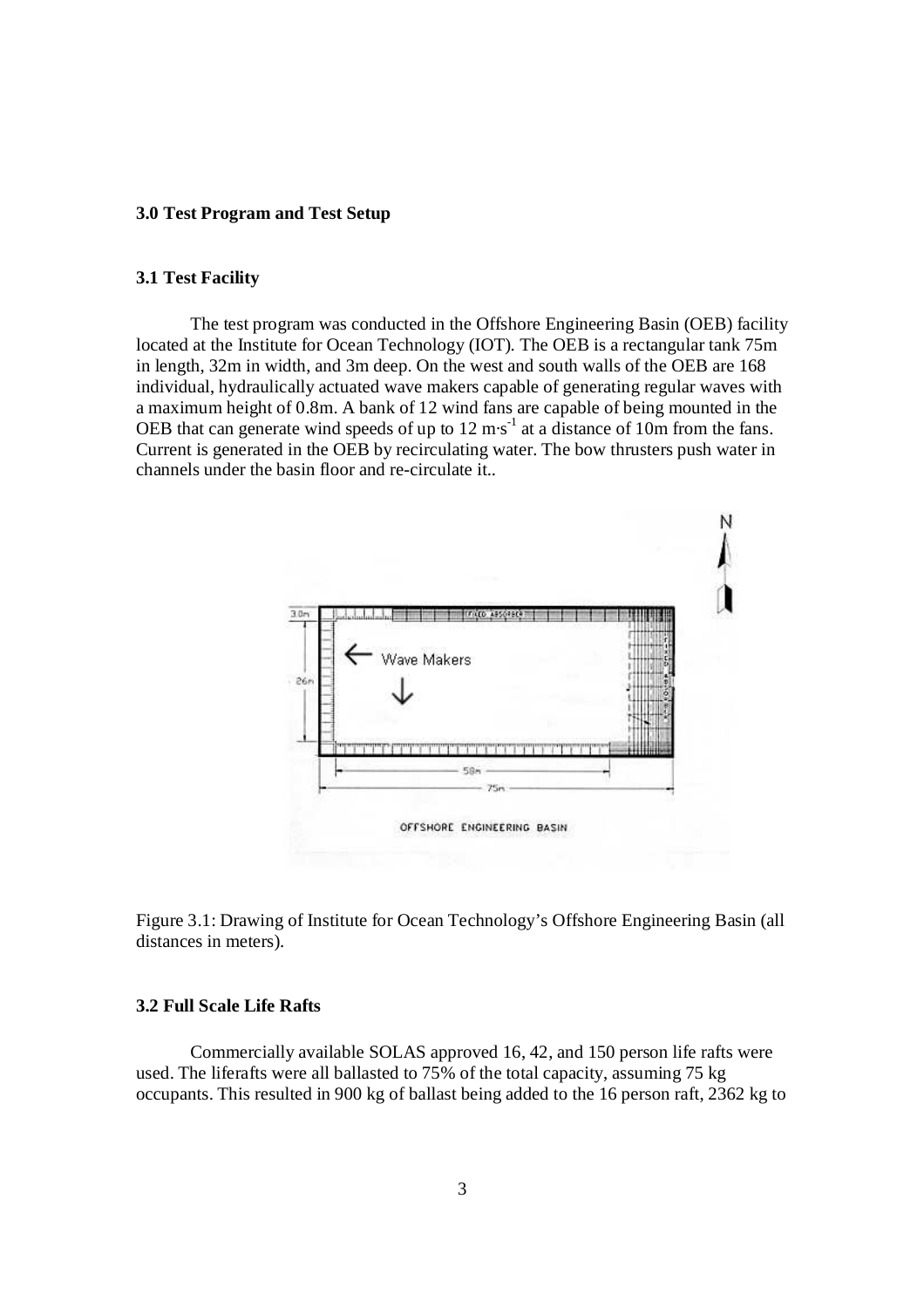## 3.0 Test Program and Test Setup

### 3.1 Test Facility

The test program was conducted in the Offshore Engineering Basin (OEB) facility located at the Institute for Ocean Technology (IOT). The OEB is a rectangular tank 75m in length, 32m in width, and 3m deep. On the west and south walls of the OEB are 168 individual, hydraulically actuated wave makers capable of generating regular waves with a maximum height of 0.8m. A bank of 12 wind fans are capable of being mounted in the OEB that can generate wind speeds of up to 12 $m \cdot s^{-1}$ at a distance of 10m from the fans. Current is generated in the OEB by recirculating water. The bow thrusters push water in channels under the basin floor and re-circulate it..

N

3.0m

26m

Wave Makers

FIXED ABSORBER

58m

75m

OFFSHORE ENGINEERING BASIN

Figure 3.1: Drawing of Institute for Ocean Technology's Offshore Engineering Basin (all distances in meters).

### 3.2 Full Scale Life Rafts

Commercially available SOLAS approved 16, 42, and 150 person life rafts were used. The liferafts were all ballasted to 75% of the total capacity, assuming 75 kg occupants. This resulted in 900 kg of ballast being added to the 16 person raft, 2362 kg to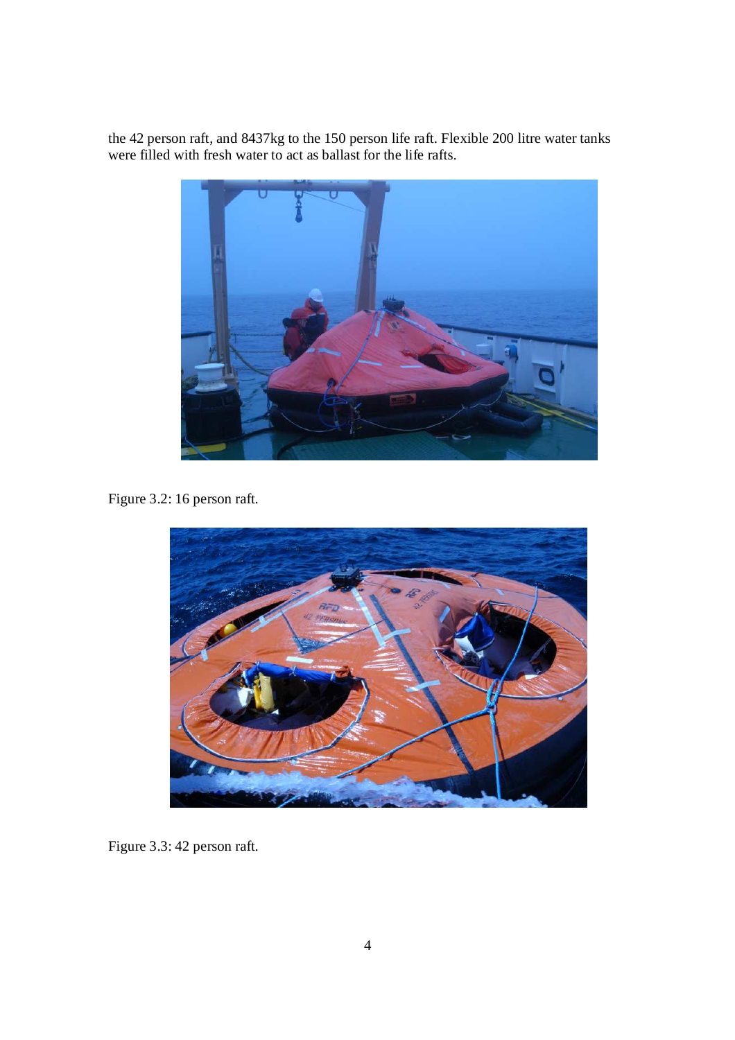the 42 person raft, and 8437kg to the 150 person life raft. Flexible 200 litre water tanks were filled with fresh water to act as ballast for the life rafts.

Figure 3.2: 16 person raft.

Figure 3.3: 42 person raft.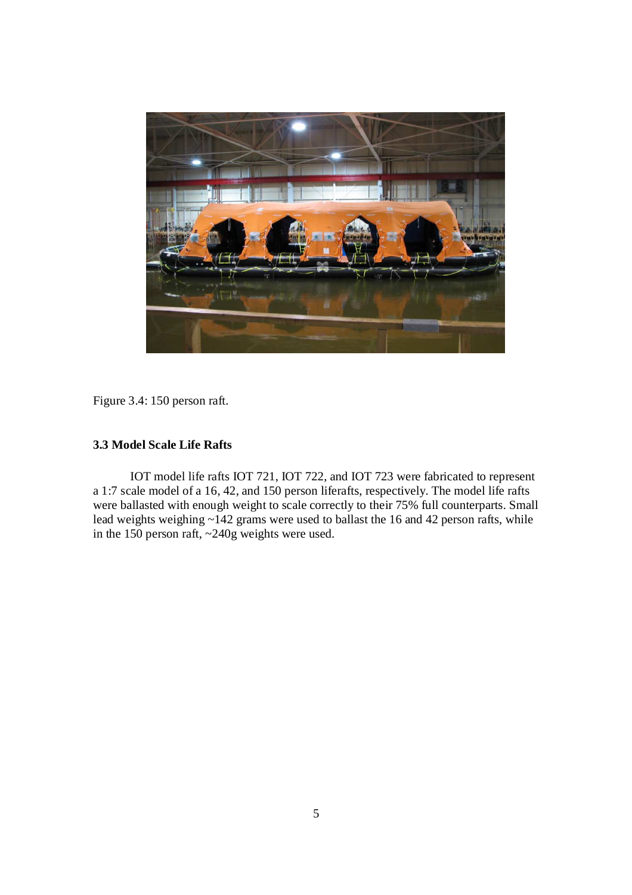Figure 3.4: 150 person raft.

### 3.3 Model Scale Life Rafts

IOT model life rafts IOT 721, IOT 722, and IOT 723 were fabricated to represent a 1:7 scale model of a 16, 42, and 150 person liferafts, respectively. The model life rafts were ballasted with enough weight to scale correctly to their 75% full counterparts. Small lead weights weighing ~142 grams were used to ballast the 16 and 42 person rafts, while in the 150 person raft, ~240g weights were used.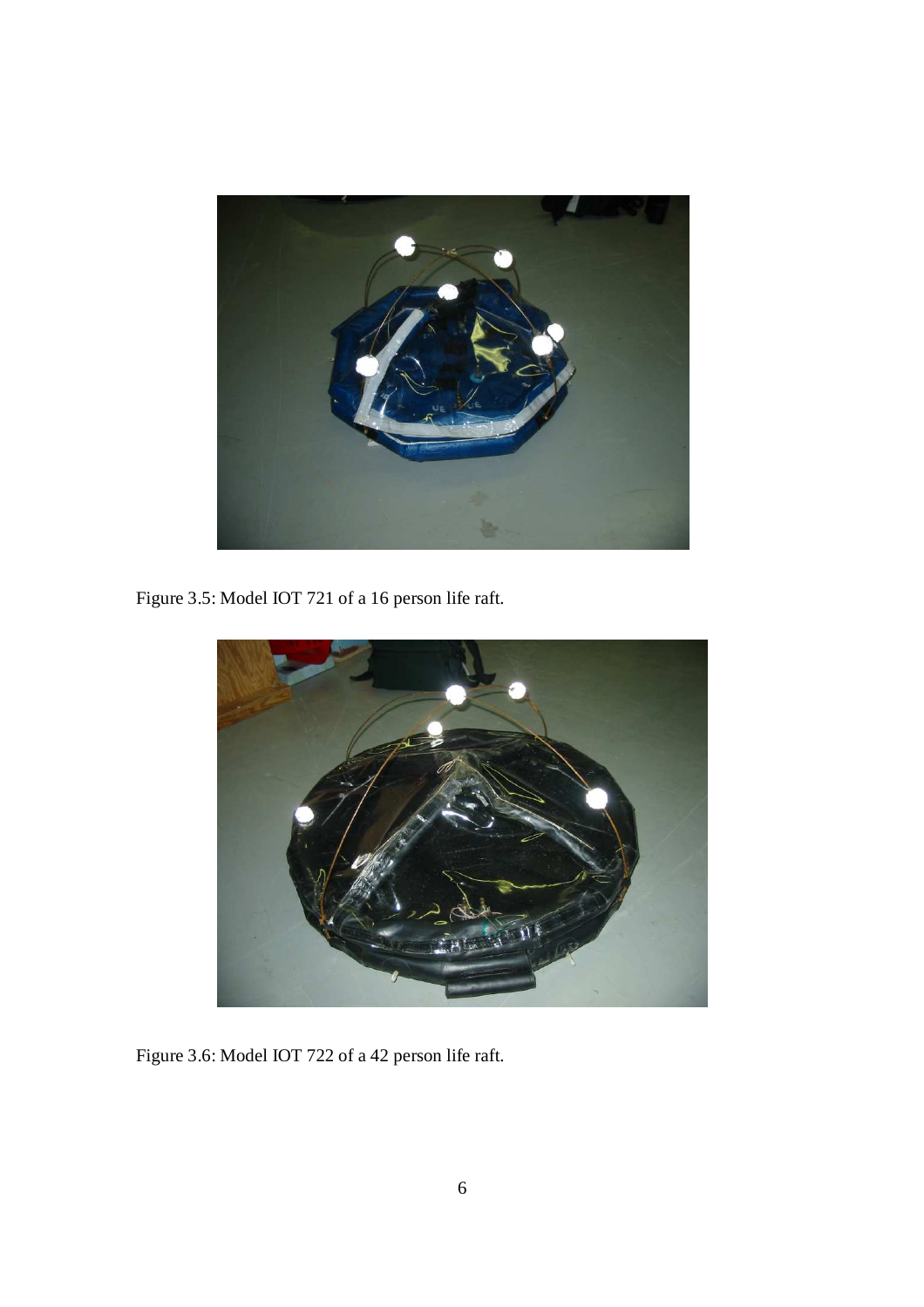Figure 3.5: Model IOT 721 of a 16 person life raft.

Figure 3.6: Model IOT 722 of a 42 person life raft.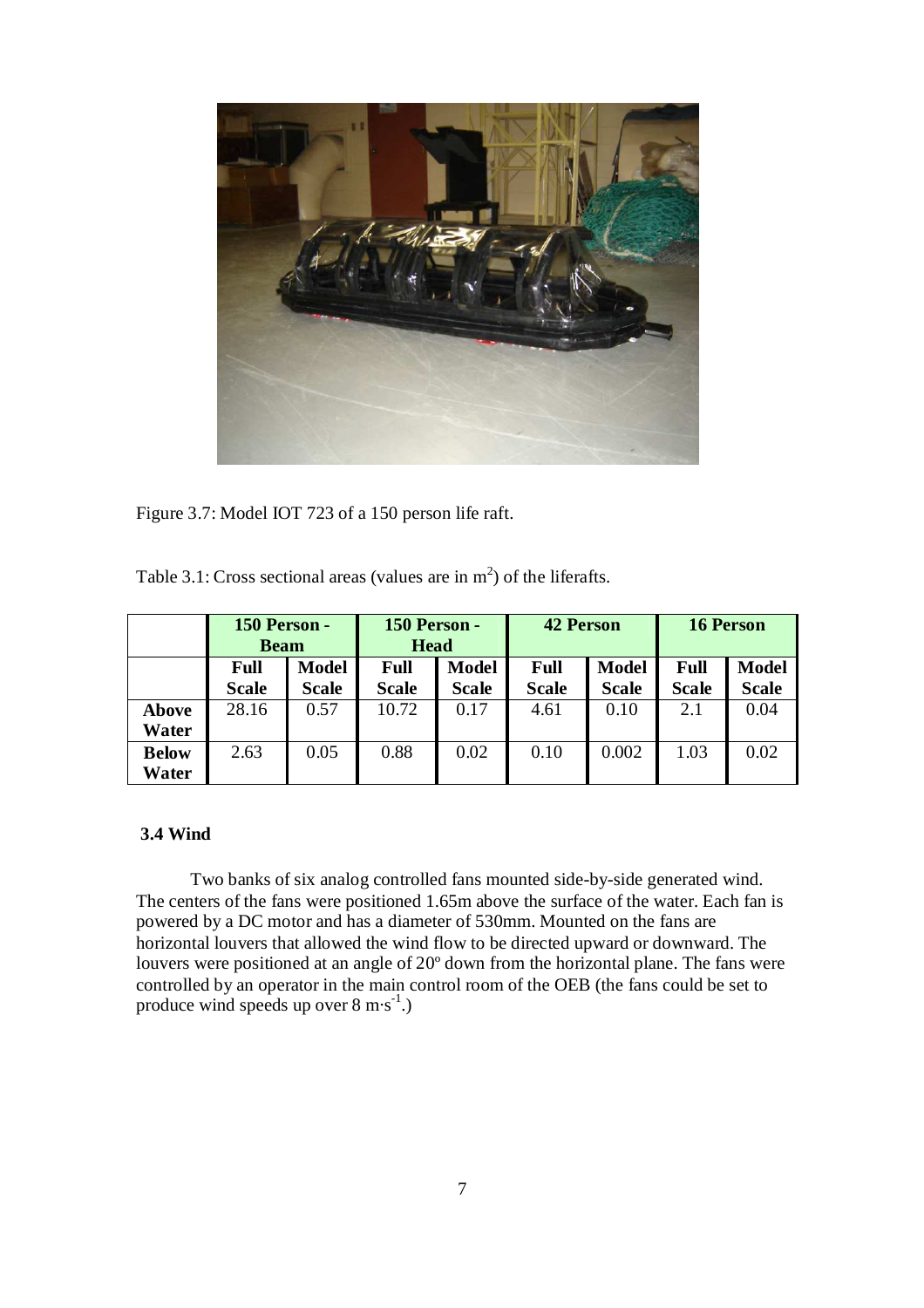Figure 3.7: Model IOT 723 of a 150 person life raft.

Table 3.1: Cross sectional areas (values are in $m^2$) of the liferafts.

| | 150 Person - Beam | | 150 Person - Head | | 42 Person | | 16 Person | |
|---|---|---|---|---|---|---|---|---|
| | **Full Scale** | **Model Scale** | **Full Scale** | **Model Scale** | **Full Scale** | **Model Scale** | **Full Scale** | **Model Scale** |
| **Above Water** | 28.16 | 0.57 | 10.72 | 0.17 | 4.61 | 0.10 | 2.1 | 0.04 |
| **Below Water** | 2.63 | 0.05 | 0.88 | 0.02 | 0.10 | 0.002 | 1.03 | 0.02 |

### 3.4 Wind

Two banks of six analog controlled fans mounted side-by-side generated wind. The centers of the fans were positioned 1.65m above the surface of the water. Each fan is powered by a DC motor and has a diameter of 530mm. Mounted on the fans are horizontal louvers that allowed the wind flow to be directed upward or downward. The louvers were positioned at an angle of 20º down from the horizontal plane. The fans were controlled by an operator in the main control room of the OEB (the fans could be set to produce wind speeds up over 8 $m \cdot s^{-1}$.)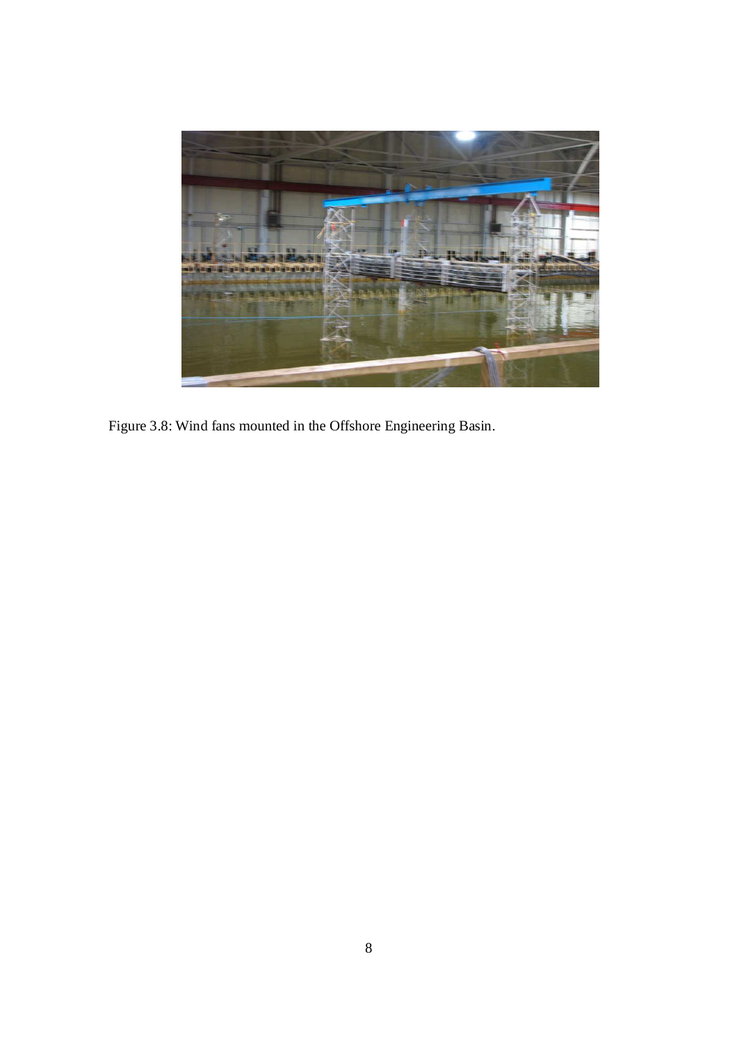Figure 3.8: Wind fans mounted in the Offshore Engineering Basin.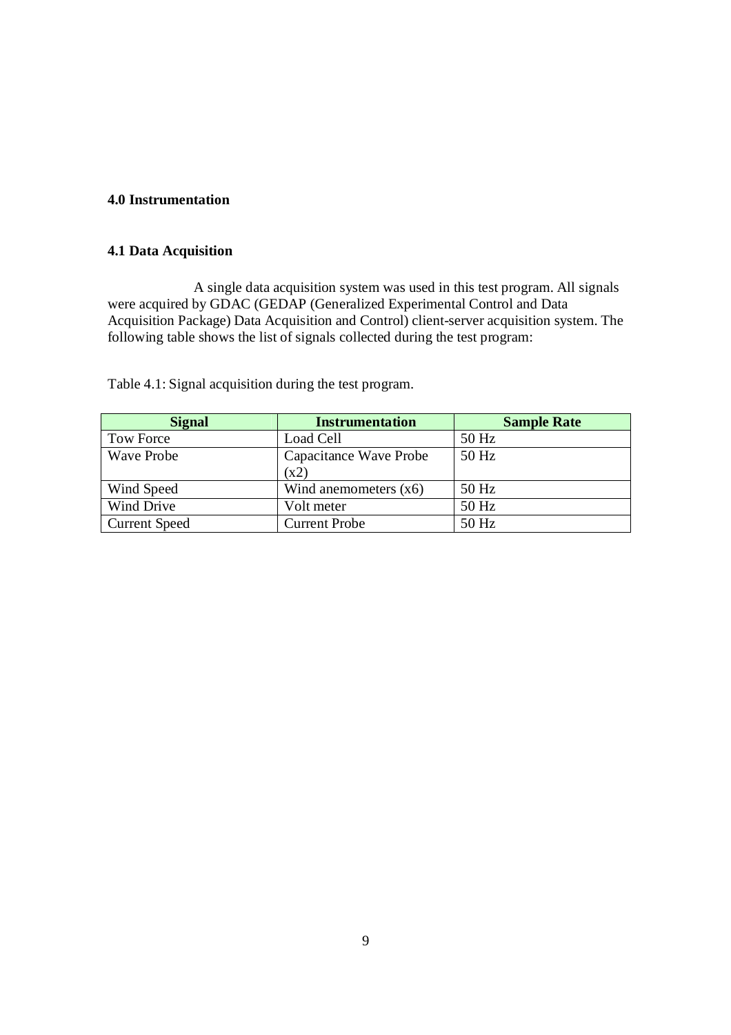## 4.0 Instrumentation

### 4.1 Data Acquisition

A single data acquisition system was used in this test program. All signals were acquired by GDAC (GEDAP (Generalized Experimental Control and Data Acquisition Package) Data Acquisition and Control) client-server acquisition system. The following table shows the list of signals collected during the test program:

Table 4.1: Signal acquisition during the test program.

| Signal | Instrumentation | Sample Rate |
| --- | --- | --- |
| Tow Force | Load Cell | 50 Hz |
| Wave Probe | Capacitance Wave Probe (x2) | 50 Hz |
| Wind Speed | Wind anemometers (x6) | 50 Hz |
| Wind Drive | Volt meter | 50 Hz |
| Current Speed | Current Probe | 50 Hz |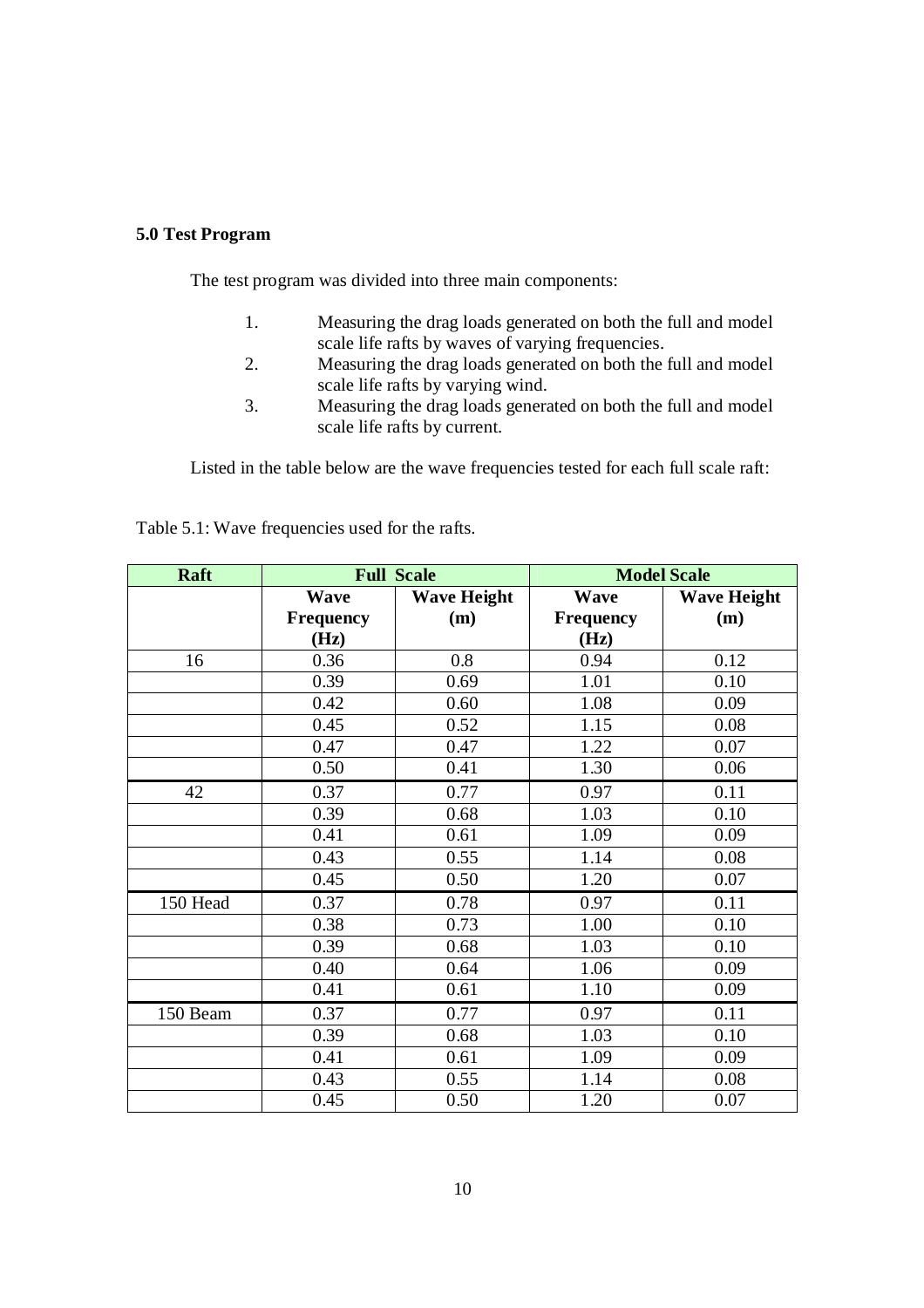## 5.0 Test Program

The test program was divided into three main components:

1. Measuring the drag loads generated on both the full and model scale life rafts by waves of varying frequencies.
2. Measuring the drag loads generated on both the full and model scale life rafts by varying wind.
3. Measuring the drag loads generated on both the full and model scale life rafts by current.

Listed in the table below are the wave frequencies tested for each full scale raft:

Table 5.1: Wave frequencies used for the rafts.

| Raft | Full Scale | | Model Scale | |
|---|---|---|---|---|
| | Wave Frequency (Hz) | Wave Height (m) | Wave Frequency (Hz) | Wave Height (m) |
| 16 | 0.36 | 0.8 | 0.94 | 0.12 |
| | 0.39 | 0.69 | 1.01 | 0.10 |
| | 0.42 | 0.60 | 1.08 | 0.09 |
| | 0.45 | 0.52 | 1.15 | 0.08 |
| | 0.47 | 0.47 | 1.22 | 0.07 |
| | 0.50 | 0.41 | 1.30 | 0.06 |
| 42 | 0.37 | 0.77 | 0.97 | 0.11 |
| | 0.39 | 0.68 | 1.03 | 0.10 |
| | 0.41 | 0.61 | 1.09 | 0.09 |
| | 0.43 | 0.55 | 1.14 | 0.08 |
| | 0.45 | 0.50 | 1.20 | 0.07 |
| 150 Head | 0.37 | 0.78 | 0.97 | 0.11 |
| | 0.38 | 0.73 | 1.00 | 0.10 |
| | 0.39 | 0.68 | 1.03 | 0.10 |
| | 0.40 | 0.64 | 1.06 | 0.09 |
| | 0.41 | 0.61 | 1.10 | 0.09 |
| 150 Beam | 0.37 | 0.77 | 0.97 | 0.11 |
| | 0.39 | 0.68 | 1.03 | 0.10 |
| | 0.41 | 0.61 | 1.09 | 0.09 |
| | 0.43 | 0.55 | 1.14 | 0.08 |
| | 0.45 | 0.50 | 1.20 | 0.07 |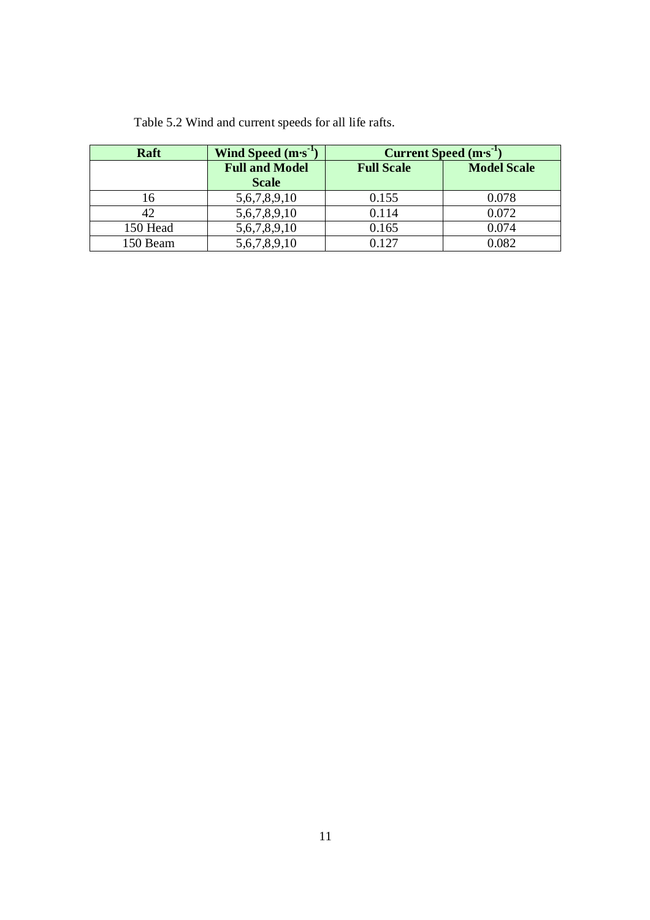Table 5.2 Wind and current speeds for all life rafts.

| Raft | Wind Speed ($m \cdot s^{-1}$) | Current Speed ($m \cdot s^{-1}$) | |
|---|---|---|---|
| | Full and Model Scale | Full Scale | Model Scale |
| 16 | 5,6,7,8,9,10 | 0.155 | 0.078 |
| 42 | 5,6,7,8,9,10 | 0.114 | 0.072 |
| 150 Head | 5,6,7,8,9,10 | 0.165 | 0.074 |
| 150 Beam | 5,6,7,8,9,10 | 0.127 | 0.082 |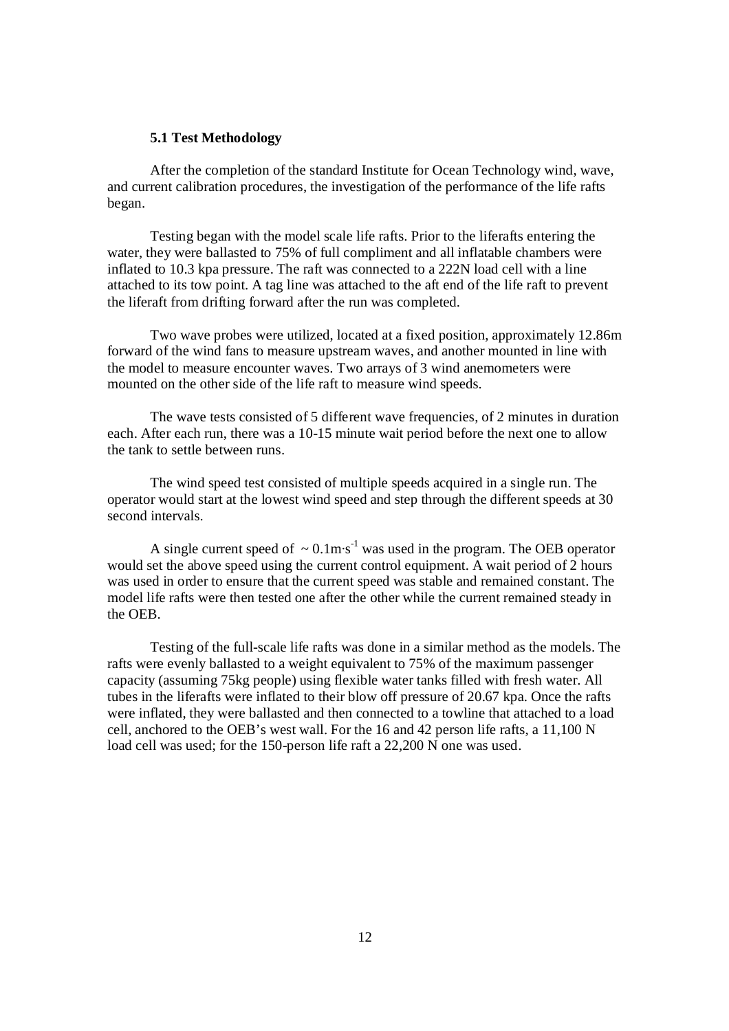### 5.1 Test Methodology

After the completion of the standard Institute for Ocean Technology wind, wave, and current calibration procedures, the investigation of the performance of the life rafts began.

Testing began with the model scale life rafts. Prior to the liferafts entering the water, they were ballasted to 75% of full compliment and all inflatable chambers were inflated to 10.3 kpa pressure. The raft was connected to a 222N load cell with a line attached to its tow point. A tag line was attached to the aft end of the life raft to prevent the liferaft from drifting forward after the run was completed.

Two wave probes were utilized, located at a fixed position, approximately 12.86m forward of the wind fans to measure upstream waves, and another mounted in line with the model to measure encounter waves. Two arrays of 3 wind anemometers were mounted on the other side of the life raft to measure wind speeds.

The wave tests consisted of 5 different wave frequencies, of 2 minutes in duration each. After each run, there was a 10-15 minute wait period before the next one to allow the tank to settle between runs.

The wind speed test consisted of multiple speeds acquired in a single run. The operator would start at the lowest wind speed and step through the different speeds at 30 second intervals.

A single current speed of $\sim 0.1 \mathrm{m{\cdot}s^{-1}}$ was used in the program. The OEB operator would set the above speed using the current control equipment. A wait period of 2 hours was used in order to ensure that the current speed was stable and remained constant. The model life rafts were then tested one after the other while the current remained steady in the OEB.

Testing of the full-scale life rafts was done in a similar method as the models. The rafts were evenly ballasted to a weight equivalent to 75% of the maximum passenger capacity (assuming 75kg people) using flexible water tanks filled with fresh water. All tubes in the liferafts were inflated to their blow off pressure of 20.67 kpa. Once the rafts were inflated, they were ballasted and then connected to a towline that attached to a load cell, anchored to the OEB's west wall. For the 16 and 42 person life rafts, a 11,100 N load cell was used; for the 150-person life raft a 22,200 N one was used.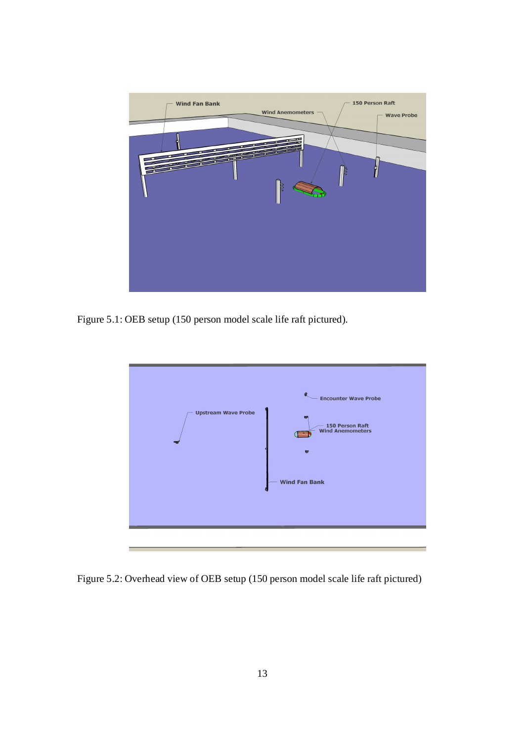Wind Fan Bank

Wind Anemometers

150 Person Raft

Wave Probe

Figure 5.1: OEB setup (150 person model scale life raft pictured).

Encounter Wave Probe

Upstream Wave Probe

150 Person Raft

Wind Anemometers

Wind Fan Bank

Figure 5.2: Overhead view of OEB setup (150 person model scale life raft pictured)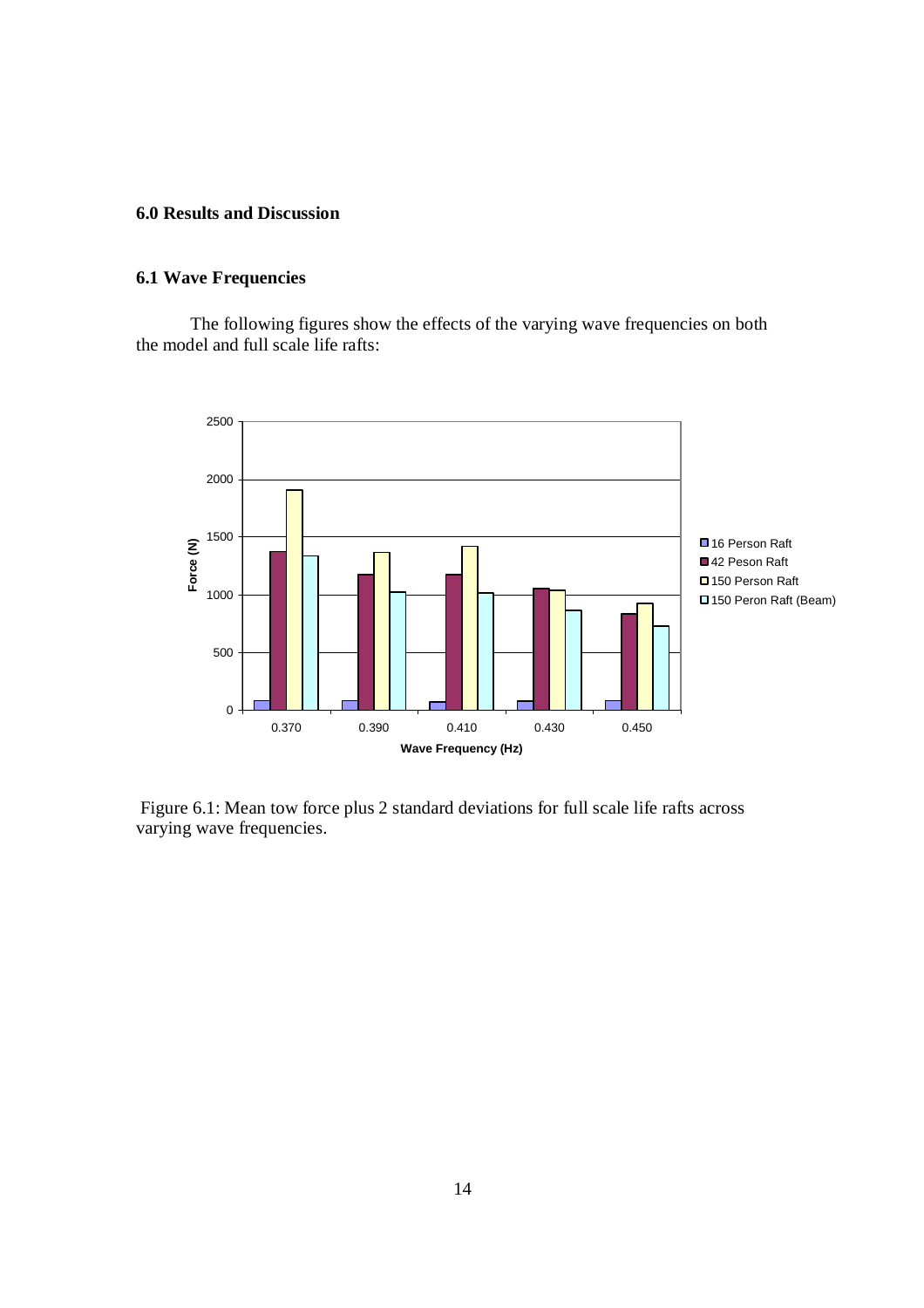## 6.0 Results and Discussion

### 6.1 Wave Frequencies

The following figures show the effects of the varying wave frequencies on both the model and full scale life rafts:

2500
2000
1500
1000
500
0

Force (N)

0.370
0.390
0.410
0.430
0.450

Wave Frequency (Hz)

16 Person Raft
42 Peson Raft
150 Person Raft
150 Peron Raft (Beam)

Figure 6.1: Mean tow force plus 2 standard deviations for full scale life rafts across varying wave frequencies.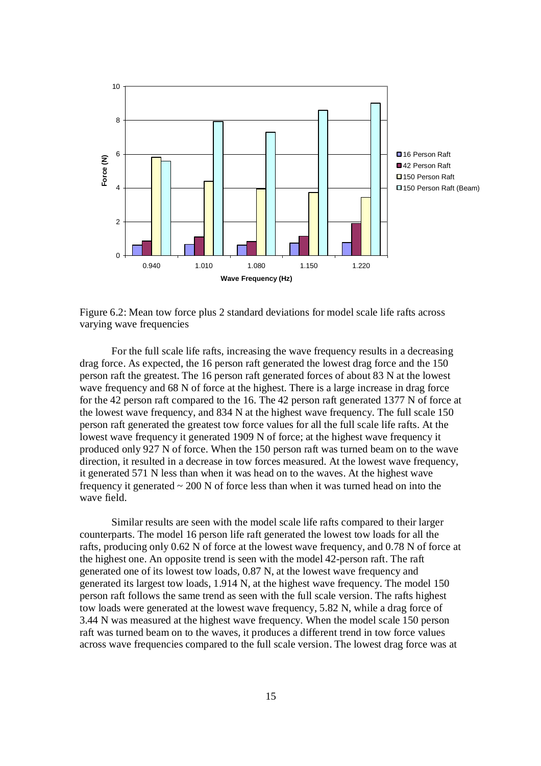10
8
6
4
2
0

Force (N)

0.940 1.010 1.080 1.150 1.220

Wave Frequency (Hz)

16 Person Raft
42 Person Raft
150 Person Raft
150 Person Raft (Beam)

Figure 6.2: Mean tow force plus 2 standard deviations for model scale life rafts across varying wave frequencies

For the full scale life rafts, increasing the wave frequency results in a decreasing drag force. As expected, the 16 person raft generated the lowest drag force and the 150 person raft the greatest. The 16 person raft generated forces of about 83 N at the lowest wave frequency and 68 N of force at the highest. There is a large increase in drag force for the 42 person raft compared to the 16. The 42 person raft generated 1377 N of force at the lowest wave frequency, and 834 N at the highest wave frequency. The full scale 150 person raft generated the greatest tow force values for all the full scale life rafts. At the lowest wave frequency it generated 1909 N of force; at the highest wave frequency it produced only 927 N of force. When the 150 person raft was turned beam on to the wave direction, it resulted in a decrease in tow forces measured. At the lowest wave frequency, it generated 571 N less than when it was head on to the waves. At the highest wave frequency it generated ~ 200 N of force less than when it was turned head on into the wave field.

Similar results are seen with the model scale life rafts compared to their larger counterparts. The model 16 person life raft generated the lowest tow loads for all the rafts, producing only 0.62 N of force at the lowest wave frequency, and 0.78 N of force at the highest one. An opposite trend is seen with the model 42-person raft. The raft generated one of its lowest tow loads, 0.87 N, at the lowest wave frequency and generated its largest tow loads, 1.914 N, at the highest wave frequency. The model 150 person raft follows the same trend as seen with the full scale version. The rafts highest tow loads were generated at the lowest wave frequency, 5.82 N, while a drag force of 3.44 N was measured at the highest wave frequency. When the model scale 150 person raft was turned beam on to the waves, it produces a different trend in tow force values across wave frequencies compared to the full scale version. The lowest drag force was at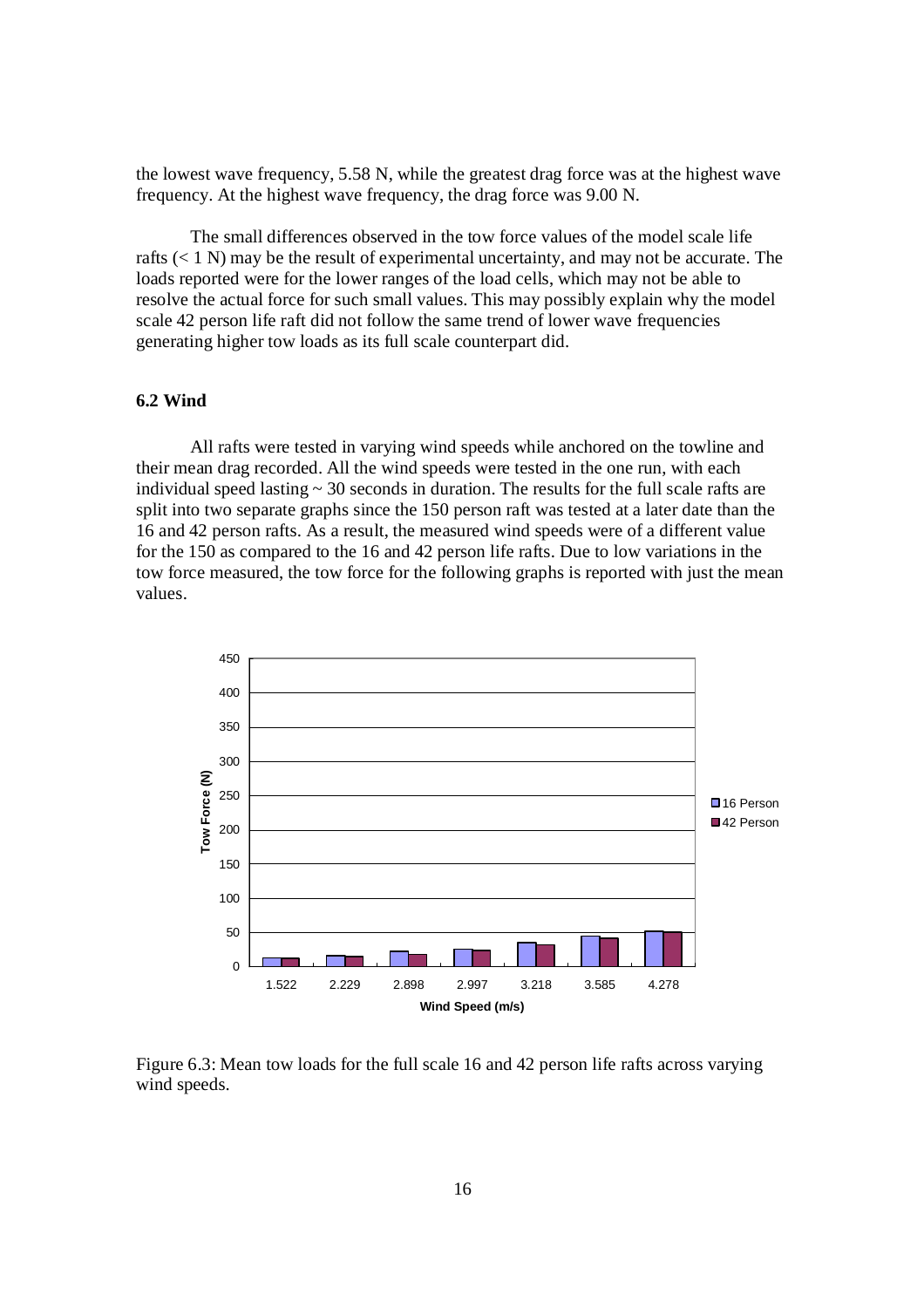the lowest wave frequency, 5.58 N, while the greatest drag force was at the highest wave frequency. At the highest wave frequency, the drag force was 9.00 N.

The small differences observed in the tow force values of the model scale life rafts (< 1 N) may be the result of experimental uncertainty, and may not be accurate. The loads reported were for the lower ranges of the load cells, which may not be able to resolve the actual force for such small values. This may possibly explain why the model scale 42 person life raft did not follow the same trend of lower wave frequencies generating higher tow loads as its full scale counterpart did.

## 6.2 Wind

All rafts were tested in varying wind speeds while anchored on the towline and their mean drag recorded. All the wind speeds were tested in the one run, with each individual speed lasting ~ 30 seconds in duration. The results for the full scale rafts are split into two separate graphs since the 150 person raft was tested at a later date than the 16 and 42 person rafts. As a result, the measured wind speeds were of a different value for the 150 as compared to the 16 and 42 person life rafts. Due to low variations in the tow force measured, the tow force for the following graphs is reported with just the mean values.

Tow Force (N)
0
50
100
150
200
250
300
350
400
450

Wind Speed (m/s)
1.522
2.229
2.898
2.997
3.218
3.585
4.278

16 Person
42 Person

Figure 6.3: Mean tow loads for the full scale 16 and 42 person life rafts across varying wind speeds.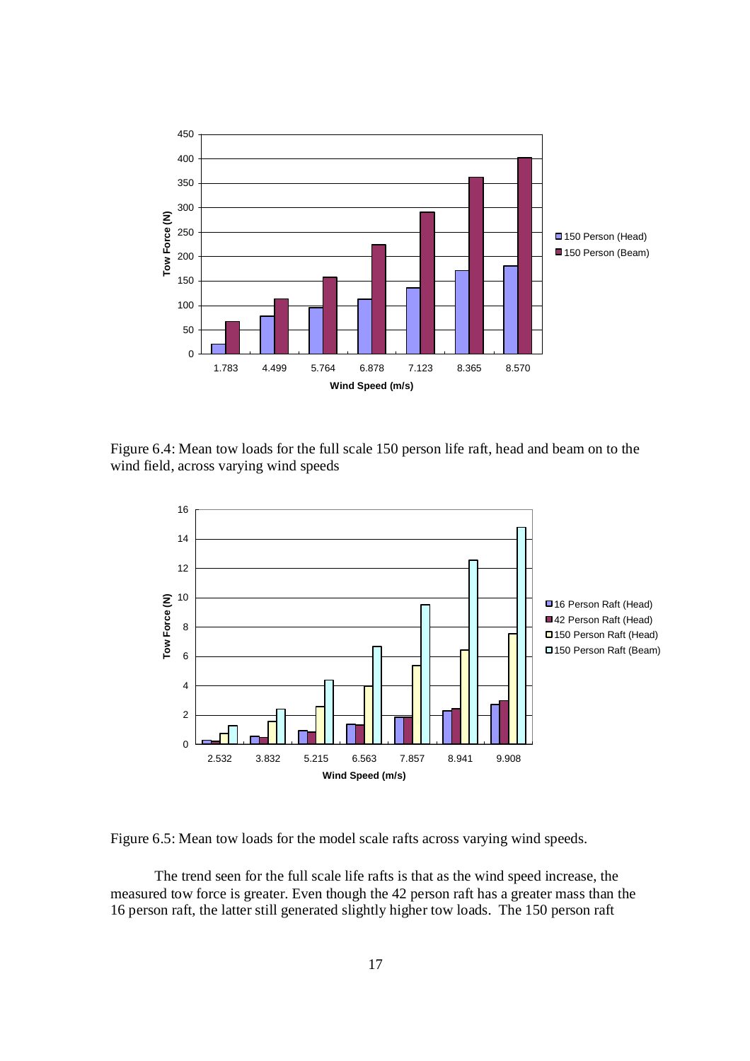450
400
350
300
250
200
150
100
50
0

Tow Force (N)

1.783 4.499 5.764 6.878 7.123 8.365 8.570

Wind Speed (m/s)

150 Person (Head)
150 Person (Beam)

Figure 6.4: Mean tow loads for the full scale 150 person life raft, head and beam on to the wind field, across varying wind speeds

16
14
12
10
8
6
4
2
0

Tow Force (N)

2.532 3.832 5.215 6.563 7.857 8.941 9.908

Wind Speed (m/s)

16 Person Raft (Head)
42 Person Raft (Head)
150 Person Raft (Head)
150 Person Raft (Beam)

Figure 6.5: Mean tow loads for the model scale rafts across varying wind speeds.

The trend seen for the full scale life rafts is that as the wind speed increase, the measured tow force is greater. Even though the 42 person raft has a greater mass than the 16 person raft, the latter still generated slightly higher tow loads. The 150 person raft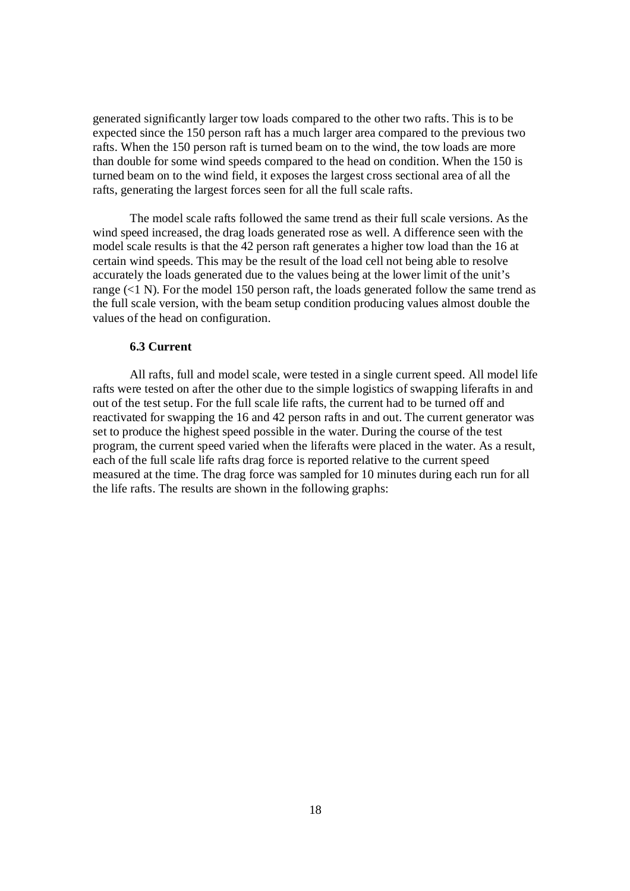generated significantly larger tow loads compared to the other two rafts. This is to be expected since the 150 person raft has a much larger area compared to the previous two rafts. When the 150 person raft is turned beam on to the wind, the tow loads are more than double for some wind speeds compared to the head on condition. When the 150 is turned beam on to the wind field, it exposes the largest cross sectional area of all the rafts, generating the largest forces seen for all the full scale rafts.

The model scale rafts followed the same trend as their full scale versions. As the wind speed increased, the drag loads generated rose as well. A difference seen with the model scale results is that the 42 person raft generates a higher tow load than the 16 at certain wind speeds. This may be the result of the load cell not being able to resolve accurately the loads generated due to the values being at the lower limit of the unit's range (<1 N). For the model 150 person raft, the loads generated follow the same trend as the full scale version, with the beam setup condition producing values almost double the values of the head on configuration.

### 6.3 Current

All rafts, full and model scale, were tested in a single current speed. All model life rafts were tested on after the other due to the simple logistics of swapping liferafts in and out of the test setup. For the full scale life rafts, the current had to be turned off and reactivated for swapping the 16 and 42 person rafts in and out. The current generator was set to produce the highest speed possible in the water. During the course of the test program, the current speed varied when the liferafts were placed in the water. As a result, each of the full scale life rafts drag force is reported relative to the current speed measured at the time. The drag force was sampled for 10 minutes during each run for all the life rafts. The results are shown in the following graphs: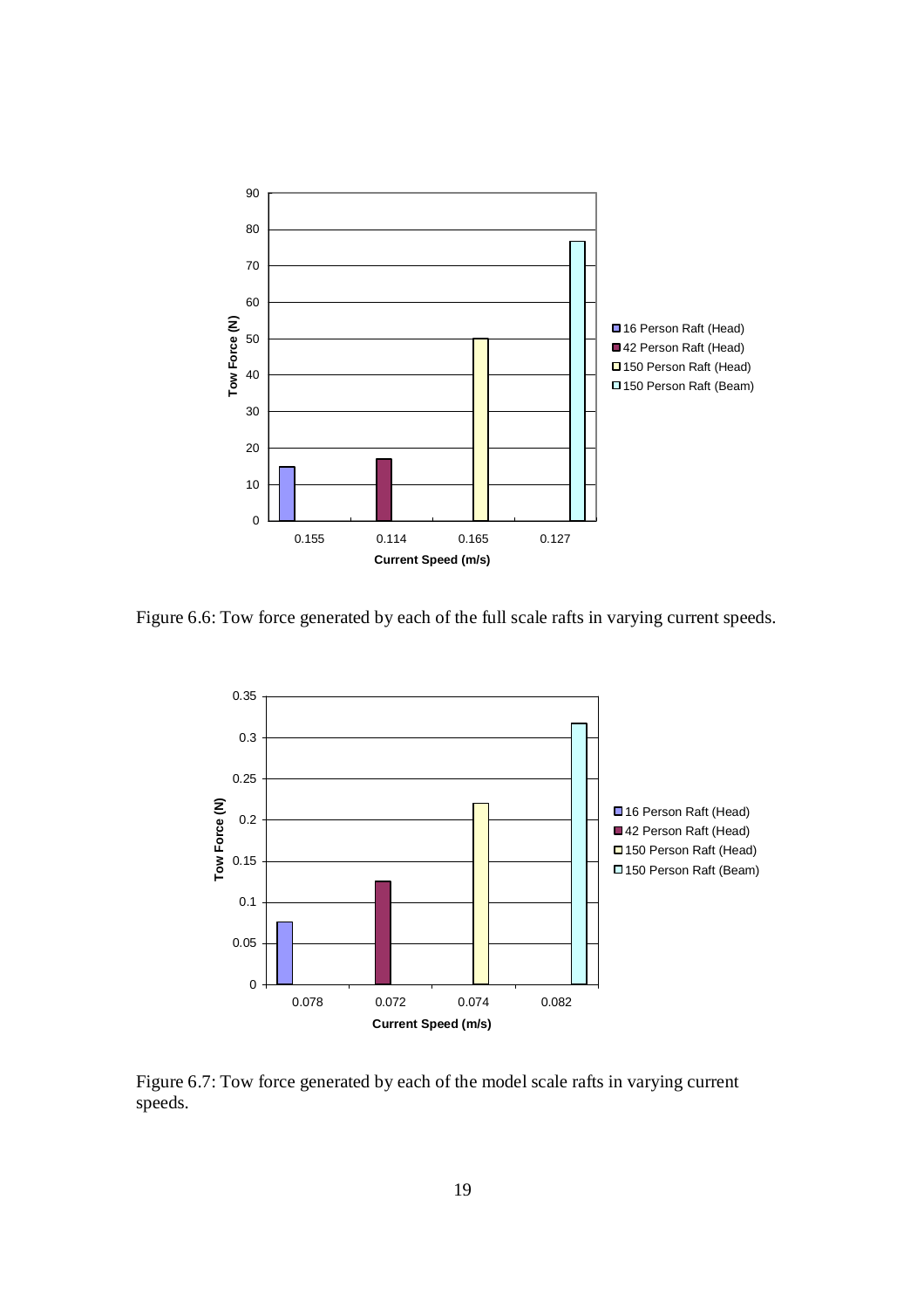90
80
70
60
50
40
30
20
10
0

Tow Force (N)

0.155
0.114
0.165
0.127

Current Speed (m/s)

16 Person Raft (Head)
42 Person Raft (Head)
150 Person Raft (Head)
150 Person Raft (Beam)

Figure 6.6: Tow force generated by each of the full scale rafts in varying current speeds.

0.35
0.3
0.25
0.2
0.15
0.1
0.05
0

Tow Force (N)

0.078
0.072
0.074
0.082

Current Speed (m/s)

16 Person Raft (Head)
42 Person Raft (Head)
150 Person Raft (Head)
150 Person Raft (Beam)

Figure 6.7: Tow force generated by each of the model scale rafts in varying current speeds.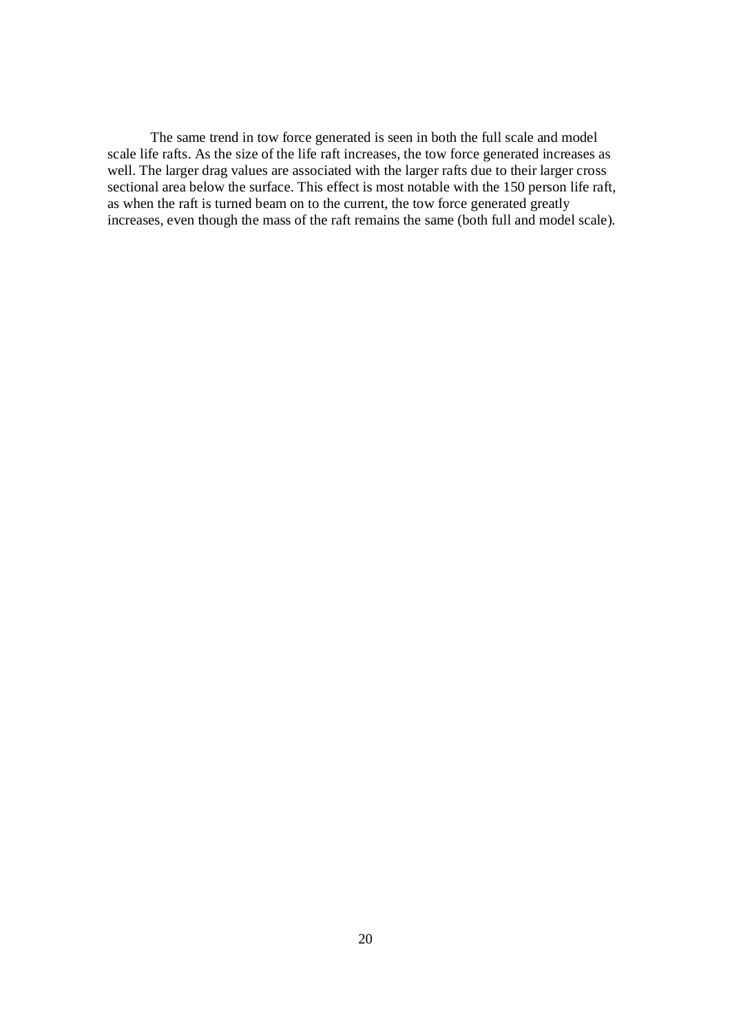The same trend in tow force generated is seen in both the full scale and model scale life rafts. As the size of the life raft increases, the tow force generated increases as well. The larger drag values are associated with the larger rafts due to their larger cross sectional area below the surface. This effect is most notable with the 150 person life raft, as when the raft is turned beam on to the current, the tow force generated greatly increases, even though the mass of the raft remains the same (both full and model scale).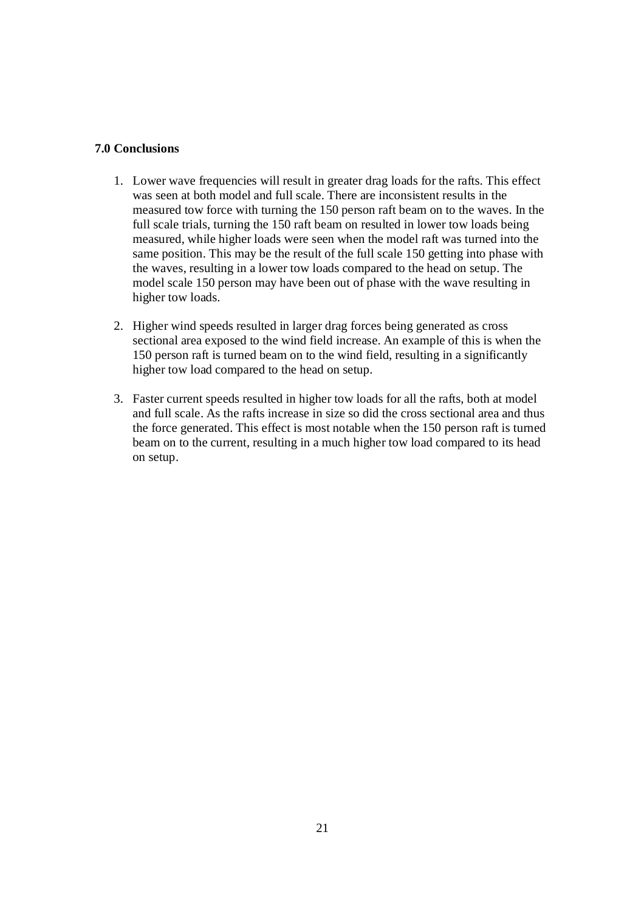## 7.0 Conclusions

1. Lower wave frequencies will result in greater drag loads for the rafts. This effect was seen at both model and full scale. There are inconsistent results in the measured tow force with turning the 150 person raft beam on to the waves. In the full scale trials, turning the 150 raft beam on resulted in lower tow loads being measured, while higher loads were seen when the model raft was turned into the same position. This may be the result of the full scale 150 getting into phase with the waves, resulting in a lower tow loads compared to the head on setup. The model scale 150 person may have been out of phase with the wave resulting in higher tow loads.

2. Higher wind speeds resulted in larger drag forces being generated as cross sectional area exposed to the wind field increase. An example of this is when the 150 person raft is turned beam on to the wind field, resulting in a significantly higher tow load compared to the head on setup.

3. Faster current speeds resulted in higher tow loads for all the rafts, both at model and full scale. As the rafts increase in size so did the cross sectional area and thus the force generated. This effect is most notable when the 150 person raft is turned beam on to the current, resulting in a much higher tow load compared to its head on setup.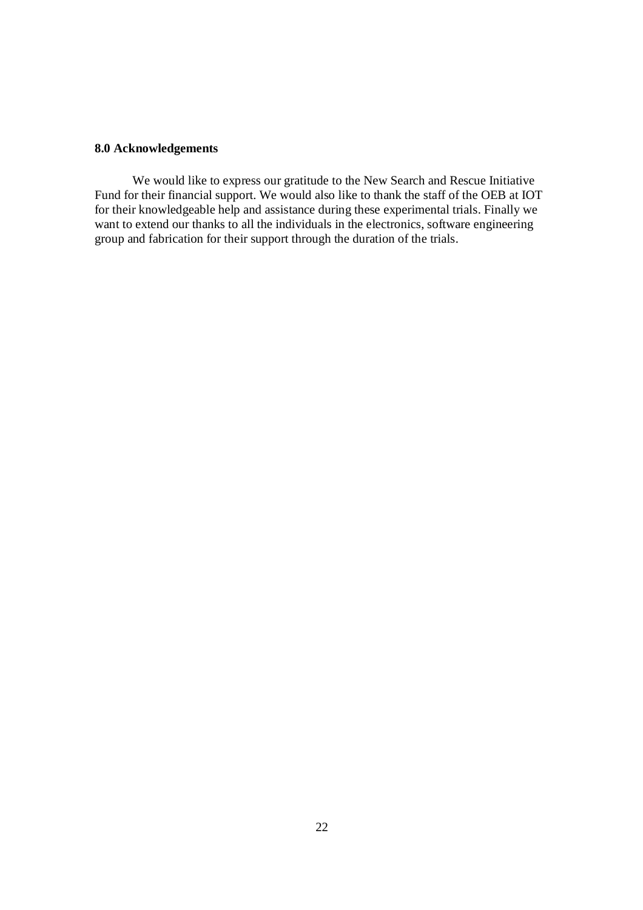## 8.0 Acknowledgements

We would like to express our gratitude to the New Search and Rescue Initiative Fund for their financial support. We would also like to thank the staff of the OEB at IOT for their knowledgeable help and assistance during these experimental trials. Finally we want to extend our thanks to all the individuals in the electronics, software engineering group and fabrication for their support through the duration of the trials.